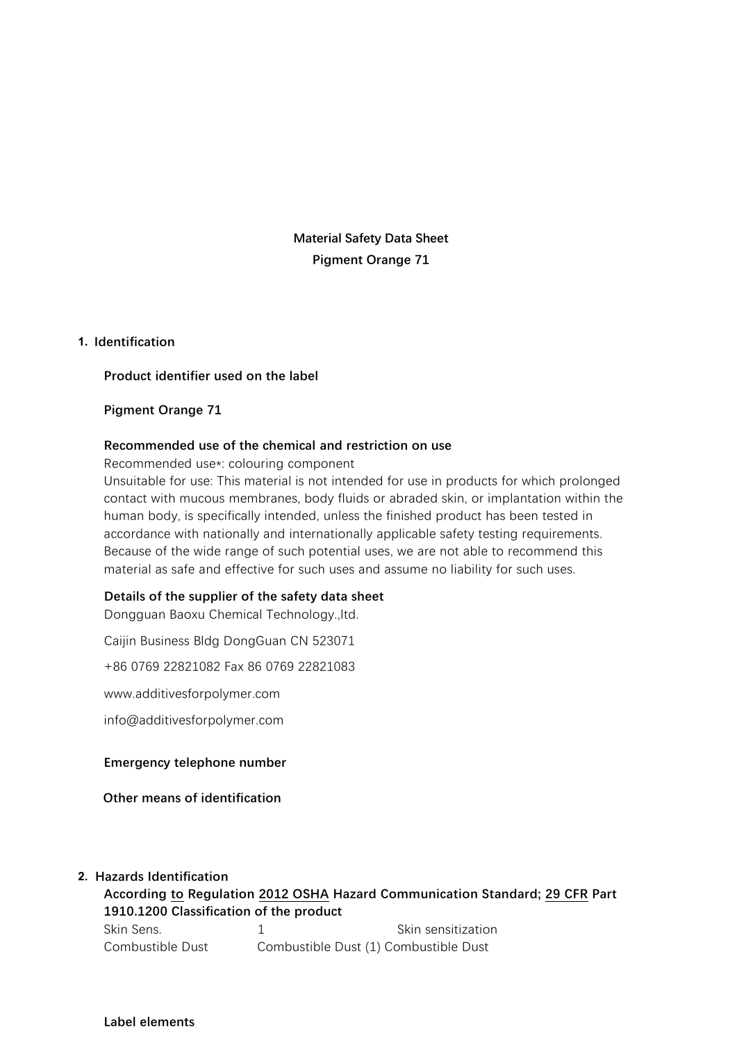**Material Safety Data Sheet**

**Pigment Orange 71**

## 1. Identification

**Product identifier used on the label**

**Pigment Orange 71**

**Recommended use of the chemical and restriction on use**

Recommended use*: colouring component

Unsuitable for use: This material is not intended for use in products for which prolonged contact with mucous membranes, body fluids or abraded skin, or implantation within the human body, is specifically intended, unless the finished product has been tested in accordance with nationally and internationally applicable safety testing requirements. Because of the wide range of such potential uses, we are not able to recommend this material as safe and effective for such uses and assume no liability for such uses.

**Details of the supplier of the safety data sheet**

Dongguan Baoxu Chemical Technology.,ltd.

Caijin Business Bldg DongGuan CN 523071

+86 0769 22821082 Fax 86 0769 22821083

www.additivesforpolymer.com

info@additivesforpolymer.com

**Emergency telephone number**

**Other means of identification**

## 2. Hazards Identification

**According to Regulation 2012 OSHA Hazard Communication Standard; 29 CFR Part 1910.1200 Classification of the product**

| | | |
|---|---|---|
| Skin Sens. | 1 | Skin sensitization |
| Combustible Dust | Combustible Dust (1) | Combustible Dust |

**Label elements**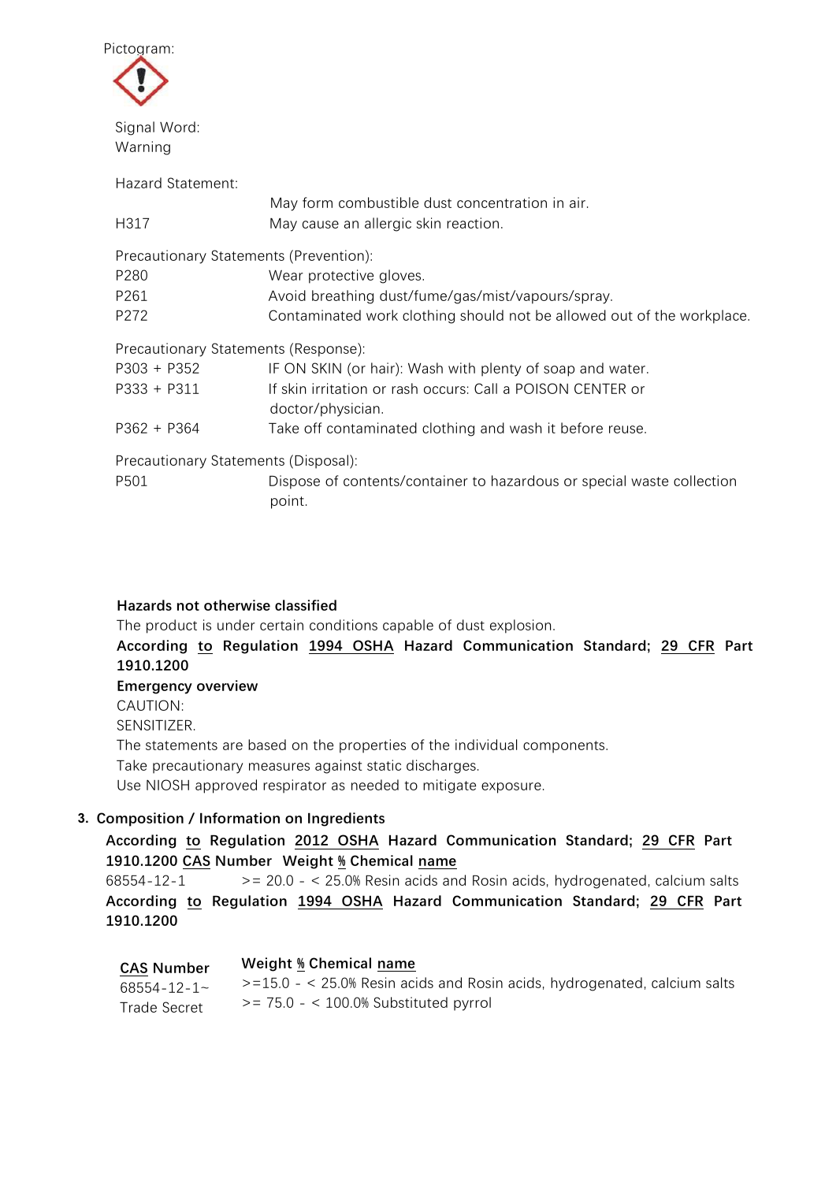Pictogram:

Signal Word:
Warning

Hazard Statement:

| | |
|---|---|
| | May form combustible dust concentration in air. |
| H317 | May cause an allergic skin reaction. |

Precautionary Statements (Prevention):

| | |
|---|---|
| P280 | Wear protective gloves. |
| P261 | Avoid breathing dust/fume/gas/mist/vapours/spray. |
| P272 | Contaminated work clothing should not be allowed out of the workplace. |

Precautionary Statements (Response):

| | |
|---|---|
| P303 + P352 | IF ON SKIN (or hair): Wash with plenty of soap and water. |
| P333 + P311 | If skin irritation or rash occurs: Call a POISON CENTER or doctor/physician. |
| P362 + P364 | Take off contaminated clothing and wash it before reuse. |

Precautionary Statements (Disposal):

| | |
|---|---|
| P501 | Dispose of contents/container to hazardous or special waste collection point. |

**Hazards not otherwise classified**

The product is under certain conditions capable of dust explosion.

**According to Regulation 1994 OSHA Hazard Communication Standard; 29 CFR Part 1910.1200**

**Emergency overview**

CAUTION:

SENSITIZER.

The statements are based on the properties of the individual components.

Take precautionary measures against static discharges.

Use NIOSH approved respirator as needed to mitigate exposure.

## 3. Composition / Information on Ingredients

**According to Regulation 2012 OSHA Hazard Communication Standard; 29 CFR Part 1910.1200**

| CAS Number | Weight % | Chemical name |
|---|---|---|
| 68554-12-1 | >= 20.0 - < 25.0% | Resin acids and Rosin acids, hydrogenated, calcium salts |

**According to Regulation 1994 OSHA Hazard Communication Standard; 29 CFR Part 1910.1200**

| CAS Number | Weight % | Chemical name |
|---|---|---|
| 68554-12-1~ | >=15.0 - < 25.0% | Resin acids and Rosin acids, hydrogenated, calcium salts |
| Trade Secret | >= 75.0 - < 100.0% | Substituted pyrrol |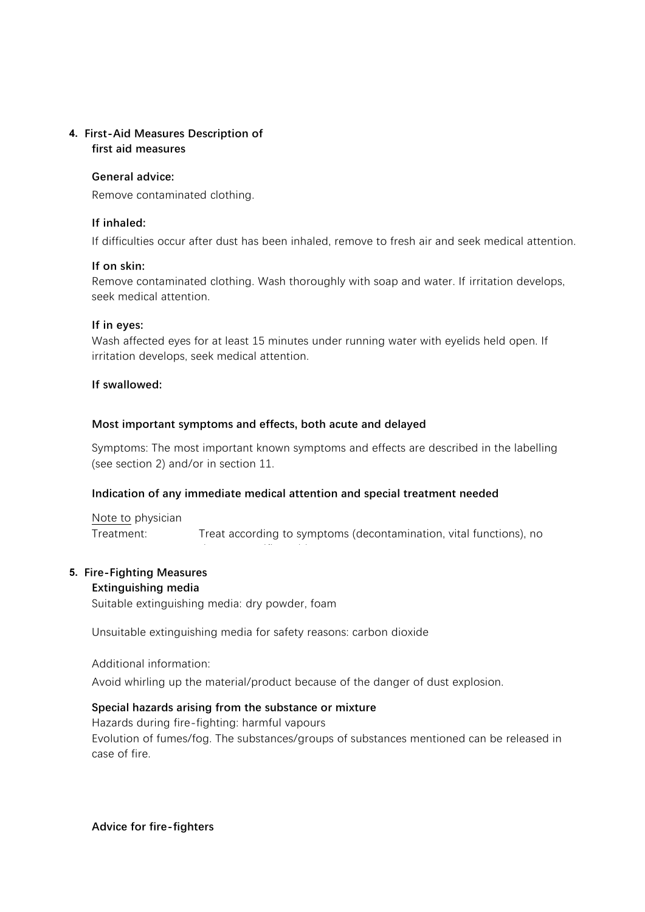## 4. First-Aid Measures Description of first aid measures

**General advice:**

Remove contaminated clothing.

**If inhaled:**

If difficulties occur after dust has been inhaled, remove to fresh air and seek medical attention.

**If on skin:**

Remove contaminated clothing. Wash thoroughly with soap and water. If irritation develops, seek medical attention.

**If in eyes:**

Wash affected eyes for at least 15 minutes under running water with eyelids held open. If irritation develops, seek medical attention.

**If swallowed:**

**Most important symptoms and effects, both acute and delayed**

Symptoms: The most important known symptoms and effects are described in the labelling (see section 2) and/or in section 11.

**Indication of any immediate medical attention and special treatment needed**

Note to physician

Treatment: Treat according to symptoms (decontamination, vital functions), no

## 5. Fire-Fighting Measures

**Extinguishing media**

Suitable extinguishing media: dry powder, foam

Unsuitable extinguishing media for safety reasons: carbon dioxide

Additional information:

Avoid whirling up the material/product because of the danger of dust explosion.

**Special hazards arising from the substance or mixture**

Hazards during fire-fighting: harmful vapours

Evolution of fumes/fog. The substances/groups of substances mentioned can be released in case of fire.

**Advice for fire-fighters**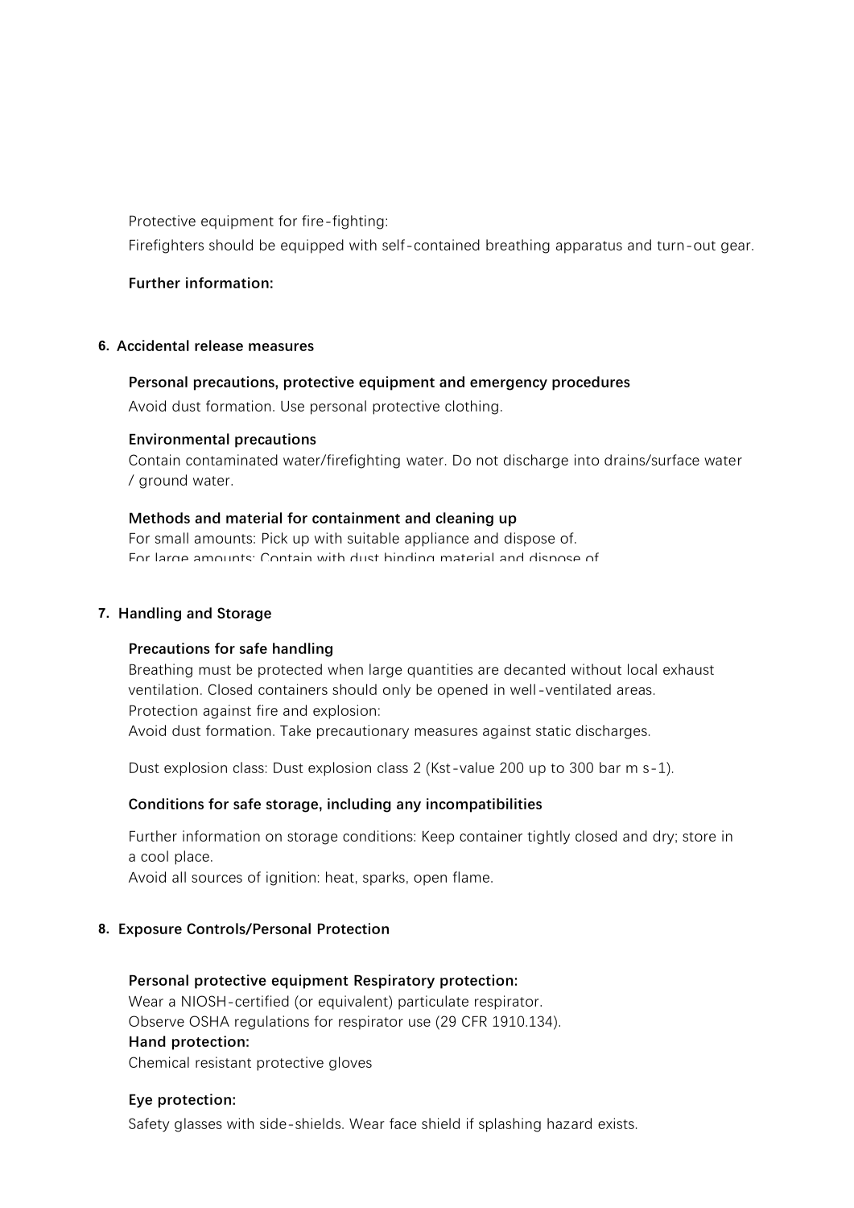Protective equipment for fire-fighting:

Firefighters should be equipped with self-contained breathing apparatus and turn-out gear.

**Further information:**

## 6. Accidental release measures

**Personal precautions, protective equipment and emergency procedures**

Avoid dust formation. Use personal protective clothing.

**Environmental precautions**

Contain contaminated water/firefighting water. Do not discharge into drains/surface water / ground water.

**Methods and material for containment and cleaning up**

For small amounts: Pick up with suitable appliance and dispose of.
For large amounts: Contain with dust binding material and dispose of.

## 7. Handling and Storage

**Precautions for safe handling**

Breathing must be protected when large quantities are decanted without local exhaust ventilation. Closed containers should only be opened in well-ventilated areas.
Protection against fire and explosion:
Avoid dust formation. Take precautionary measures against static discharges.

Dust explosion class: Dust explosion class 2 (Kst-value 200 up to 300 bar m $s^{-1}$).

**Conditions for safe storage, including any incompatibilities**

Further information on storage conditions: Keep container tightly closed and dry; store in a cool place.
Avoid all sources of ignition: heat, sparks, open flame.

## 8. Exposure Controls/Personal Protection

**Personal protective equipment Respiratory protection:**

Wear a NIOSH-certified (or equivalent) particulate respirator.
Observe OSHA regulations for respirator use (29 CFR 1910.134).

**Hand protection:**

Chemical resistant protective gloves

**Eye protection:**

Safety glasses with side-shields. Wear face shield if splashing hazard exists.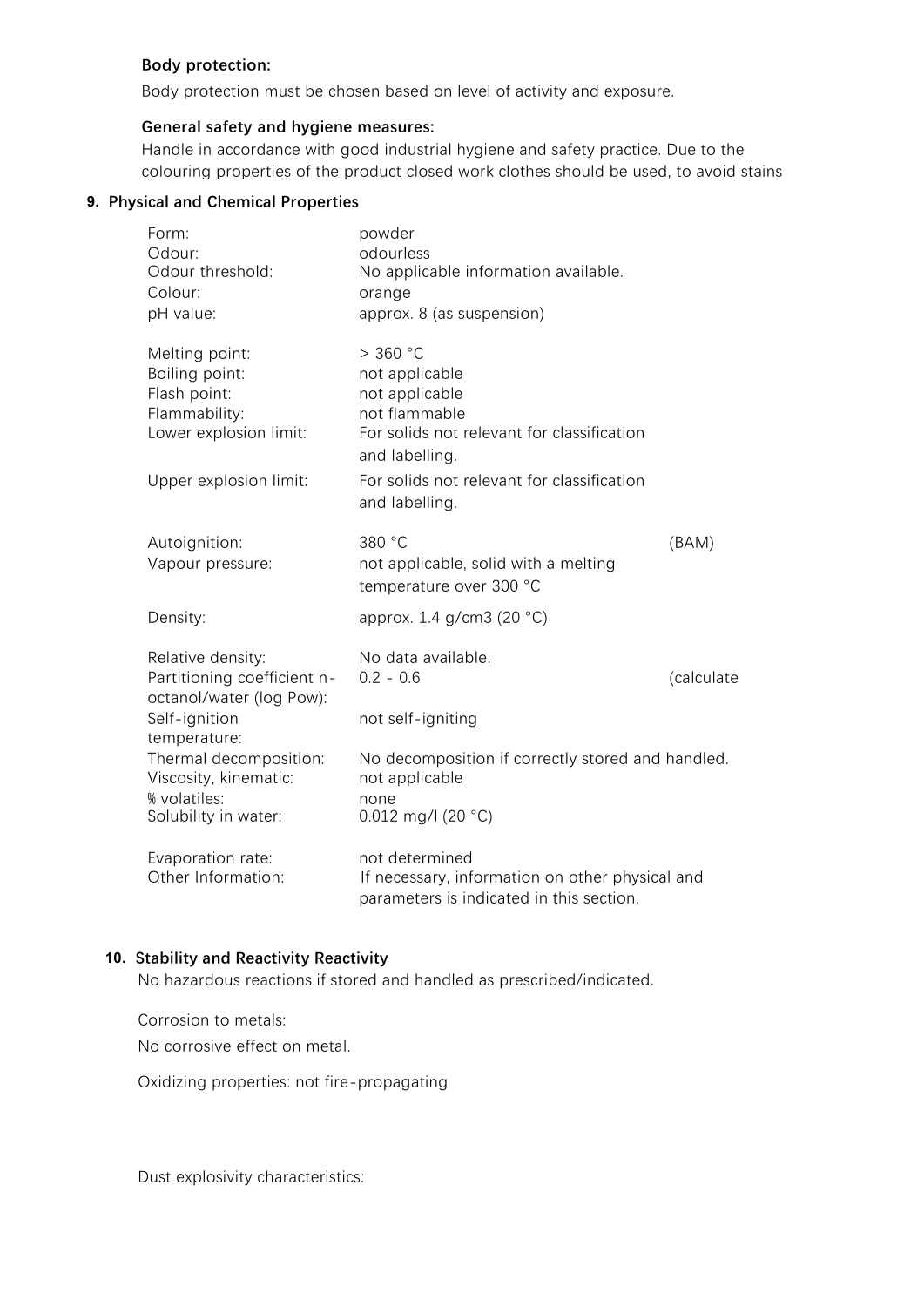**Body protection:**

Body protection must be chosen based on level of activity and exposure.

**General safety and hygiene measures:**

Handle in accordance with good industrial hygiene and safety practice. Due to the colouring properties of the product closed work clothes should be used, to avoid stains

## 9. Physical and Chemical Properties

| | | |
|---|---|---|
| Form: | powder | |
| Odour: | odourless | |
| Odour threshold: | No applicable information available. | |
| Colour: | orange | |
| pH value: | approx. 8 (as suspension) | |
| Melting point: | > 360 °C | |
| Boiling point: | not applicable | |
| Flash point: | not applicable | |
| Flammability: | not flammable | |
| Lower explosion limit: | For solids not relevant for classification and labelling. | |
| Upper explosion limit: | For solids not relevant for classification and labelling. | |
| Autoignition: | 380 °C | (BAM) |
| Vapour pressure: | not applicable, solid with a melting temperature over 300 °C | |
| Density: | approx. 1.4 g/cm3 (20 °C) | |
| Relative density: | No data available. | |
| Partitioning coefficient n-octanol/water (log Pow): | 0.2 - 0.6 | (calculate |
| Self-ignition temperature: | not self-igniting | |
| Thermal decomposition: | No decomposition if correctly stored and handled. | |
| Viscosity, kinematic: | not applicable | |
| % volatiles: | none | |
| Solubility in water: | 0.012 mg/l (20 °C) | |
| Evaporation rate: | not determined | |
| Other Information: | If necessary, information on other physical and parameters is indicated in this section. | |

## 10. Stability and Reactivity Reactivity

No hazardous reactions if stored and handled as prescribed/indicated.

Corrosion to metals:

No corrosive effect on metal.

Oxidizing properties: not fire-propagating

Dust explosivity characteristics: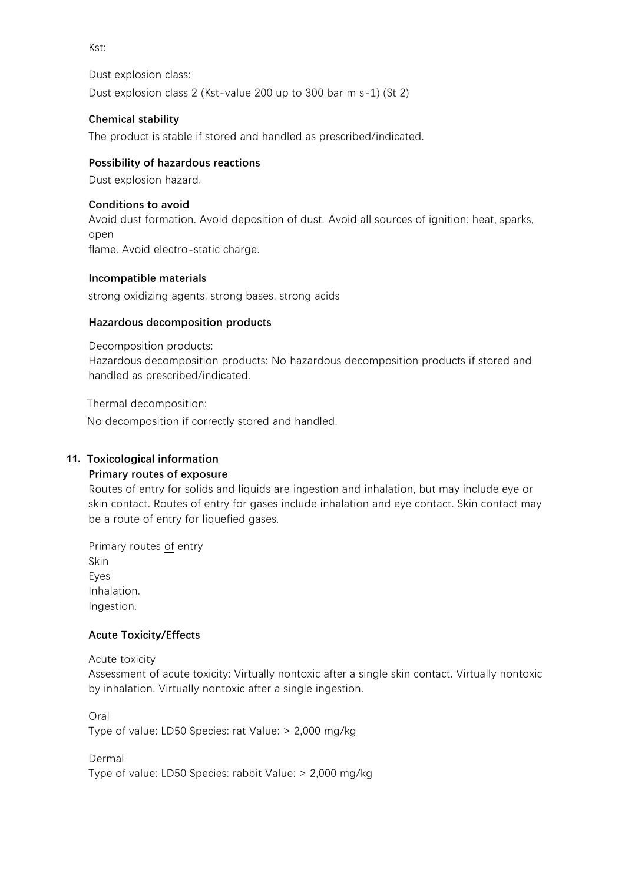Kst:

Dust explosion class:

Dust explosion class 2 (Kst-value 200 up to 300 bar m s-1) (St 2)

#### Chemical stability

The product is stable if stored and handled as prescribed/indicated.

#### Possibility of hazardous reactions

Dust explosion hazard.

#### Conditions to avoid

Avoid dust formation. Avoid deposition of dust. Avoid all sources of ignition: heat, sparks, open
flame. Avoid electro-static charge.

#### Incompatible materials

strong oxidizing agents, strong bases, strong acids

#### Hazardous decomposition products

Decomposition products:
Hazardous decomposition products: No hazardous decomposition products if stored and handled as prescribed/indicated.

Thermal decomposition:
No decomposition if correctly stored and handled.

## 11. Toxicological information

#### Primary routes of exposure

Routes of entry for solids and liquids are ingestion and inhalation, but may include eye or skin contact. Routes of entry for gases include inhalation and eye contact. Skin contact may be a route of entry for liquefied gases.

Primary routes of entry
Skin
Eyes
Inhalation.
Ingestion.

#### Acute Toxicity/Effects

Acute toxicity
Assessment of acute toxicity: Virtually nontoxic after a single skin contact. Virtually nontoxic by inhalation. Virtually nontoxic after a single ingestion.

Oral
Type of value: LD50 Species: rat Value: > 2,000 mg/kg

Dermal
Type of value: LD50 Species: rabbit Value: > 2,000 mg/kg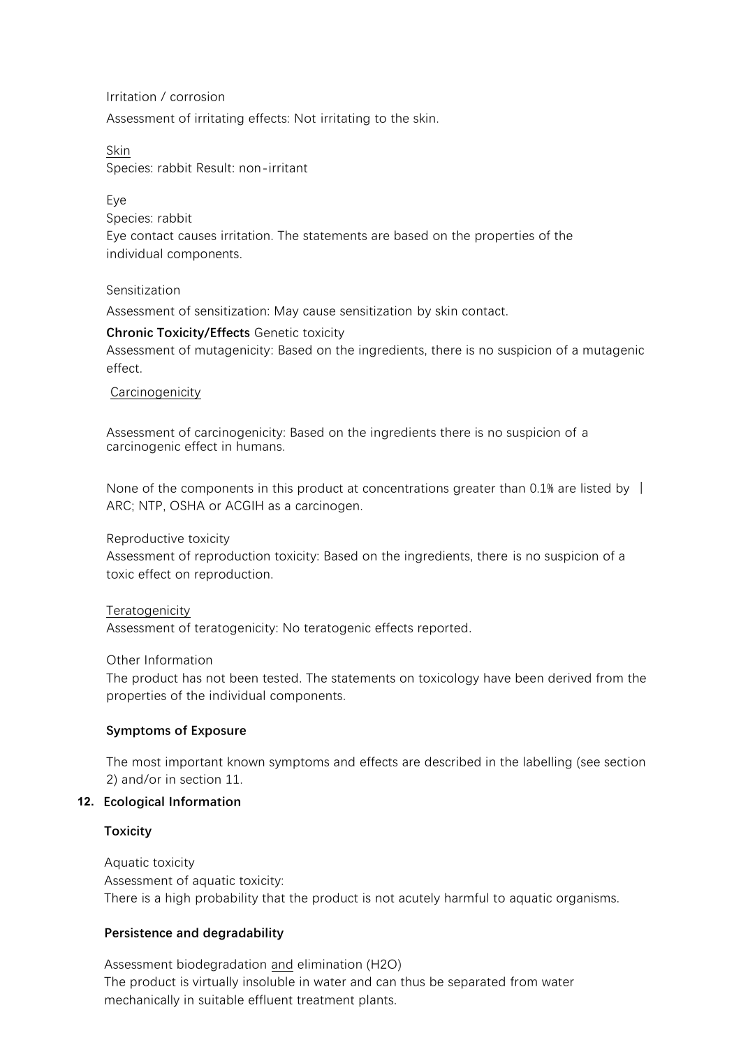Irritation / corrosion

Assessment of irritating effects: Not irritating to the skin.

Skin

Species: rabbit Result: non-irritant

Eye

Species: rabbit

Eye contact causes irritation. The statements are based on the properties of the individual components.

Sensitization

Assessment of sensitization: May cause sensitization by skin contact.

**Chronic Toxicity/Effects** Genetic toxicity

Assessment of mutagenicity: Based on the ingredients, there is no suspicion of a mutagenic effect.

Carcinogenicity

Assessment of carcinogenicity: Based on the ingredients there is no suspicion of a carcinogenic effect in humans.

None of the components in this product at concentrations greater than 0.1% are listed by I ARC; NTP, OSHA or ACGIH as a carcinogen.

Reproductive toxicity

Assessment of reproduction toxicity: Based on the ingredients, there is no suspicion of a toxic effect on reproduction.

Teratogenicity

Assessment of teratogenicity: No teratogenic effects reported.

Other Information

The product has not been tested. The statements on toxicology have been derived from the properties of the individual components.

**Symptoms of Exposure**

The most important known symptoms and effects are described in the labelling (see section 2) and/or in section 11.

## 12. Ecological Information

**Toxicity**

Aquatic toxicity

Assessment of aquatic toxicity:

There is a high probability that the product is not acutely harmful to aquatic organisms.

**Persistence and degradability**

Assessment biodegradation and elimination ($H_2O$)

The product is virtually insoluble in water and can thus be separated from water mechanically in suitable effluent treatment plants.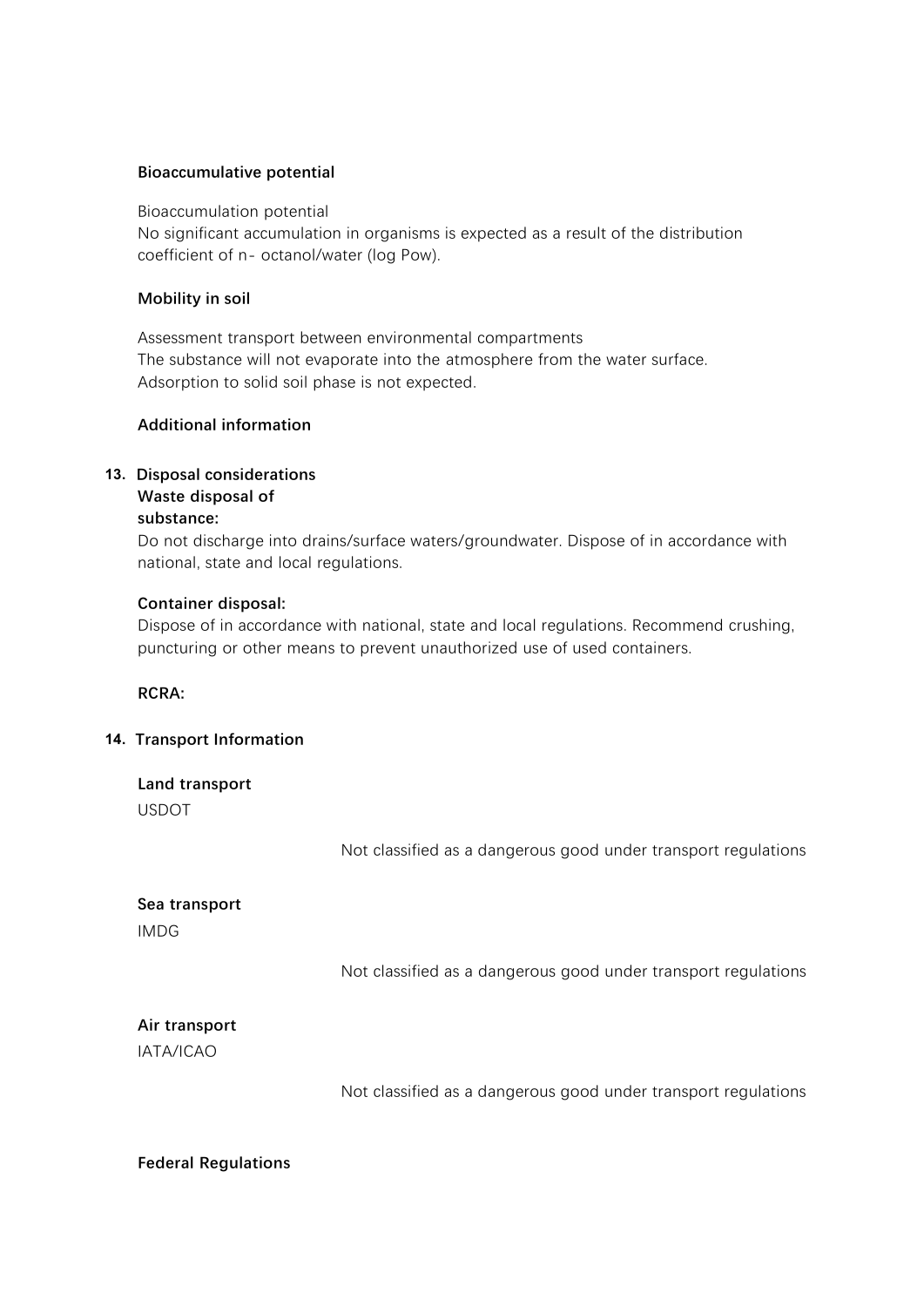**Bioaccumulative potential**

Bioaccumulation potential
No significant accumulation in organisms is expected as a result of the distribution coefficient of n- octanol/water (log Pow).

**Mobility in soil**

Assessment transport between environmental compartments
The substance will not evaporate into the atmosphere from the water surface.
Adsorption to solid soil phase is not expected.

**Additional information**

## 13. Disposal considerations

**Waste disposal of substance:**
Do not discharge into drains/surface waters/groundwater. Dispose of in accordance with national, state and local regulations.

**Container disposal:**
Dispose of in accordance with national, state and local regulations. Recommend crushing, puncturing or other means to prevent unauthorized use of used containers.

**RCRA:**

## 14. Transport Information

**Land transport**
USDOT

Not classified as a dangerous good under transport regulations

**Sea transport**
IMDG

Not classified as a dangerous good under transport regulations

**Air transport**
IATA/ICAO

Not classified as a dangerous good under transport regulations

**Federal Regulations**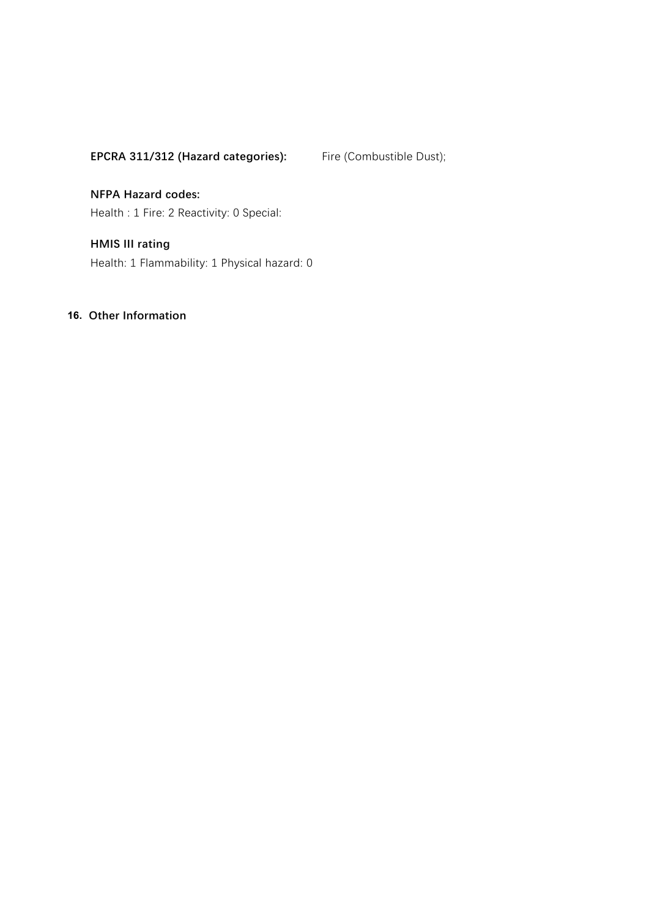**EPCRA 311/312 (Hazard categories):** Fire (Combustible Dust);

**NFPA Hazard codes:**

Health : 1 Fire: 2 Reactivity: 0 Special:

**HMIS III rating**

Health: 1 Flammability: 1 Physical hazard: 0

## 16. Other Information